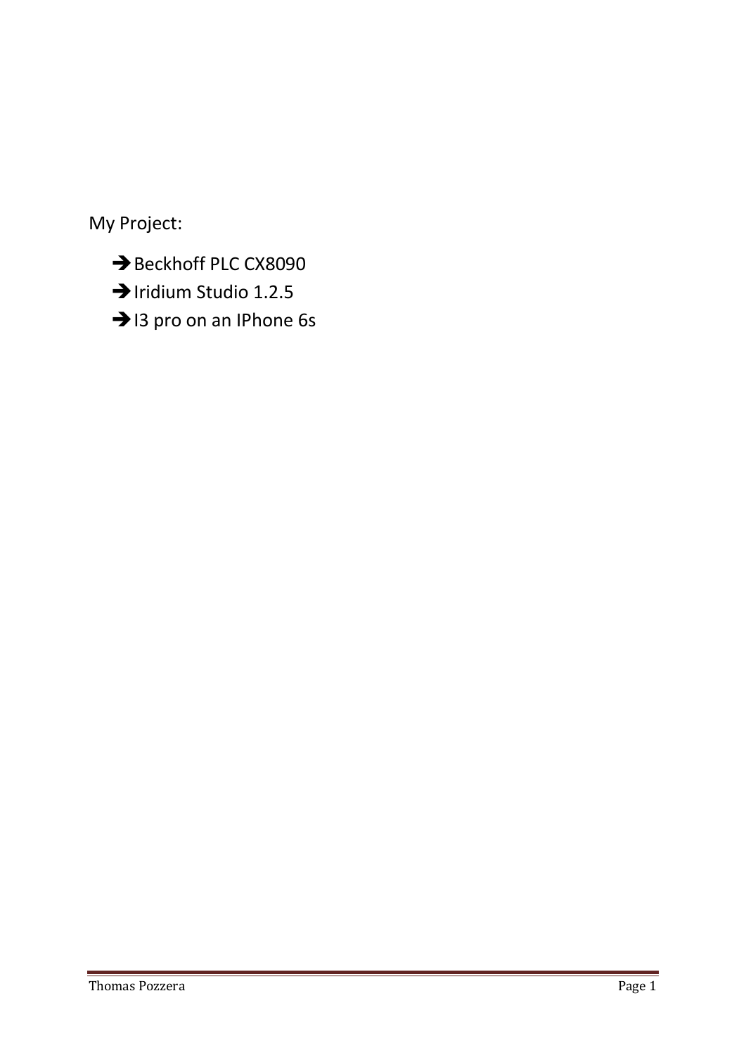My Project:

- ➔ Beckhoff PLC CX8090
- ➔ Iridium Studio 1.2.5
- ➔ I3 pro on an IPhone 6s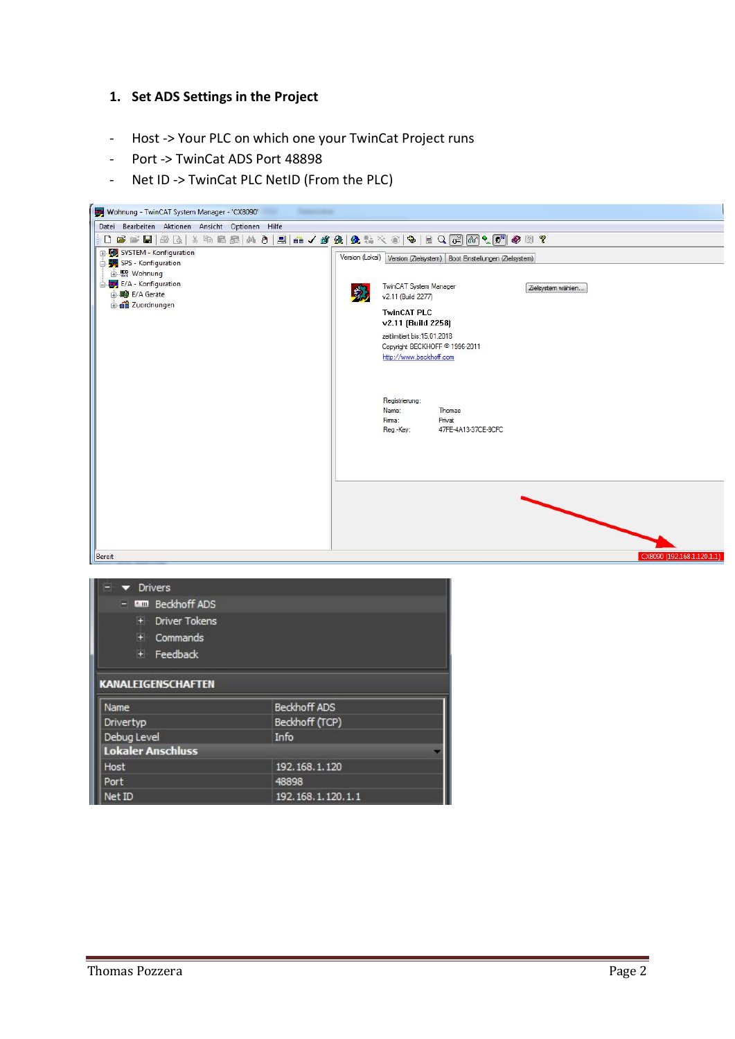## 1. Set ADS Settings in the Project

- Host -> Your PLC on which one your TwinCat Project runs
- Port -> TwinCat ADS Port 48898
- Net ID -> TwinCat PLC NetID (From the PLC)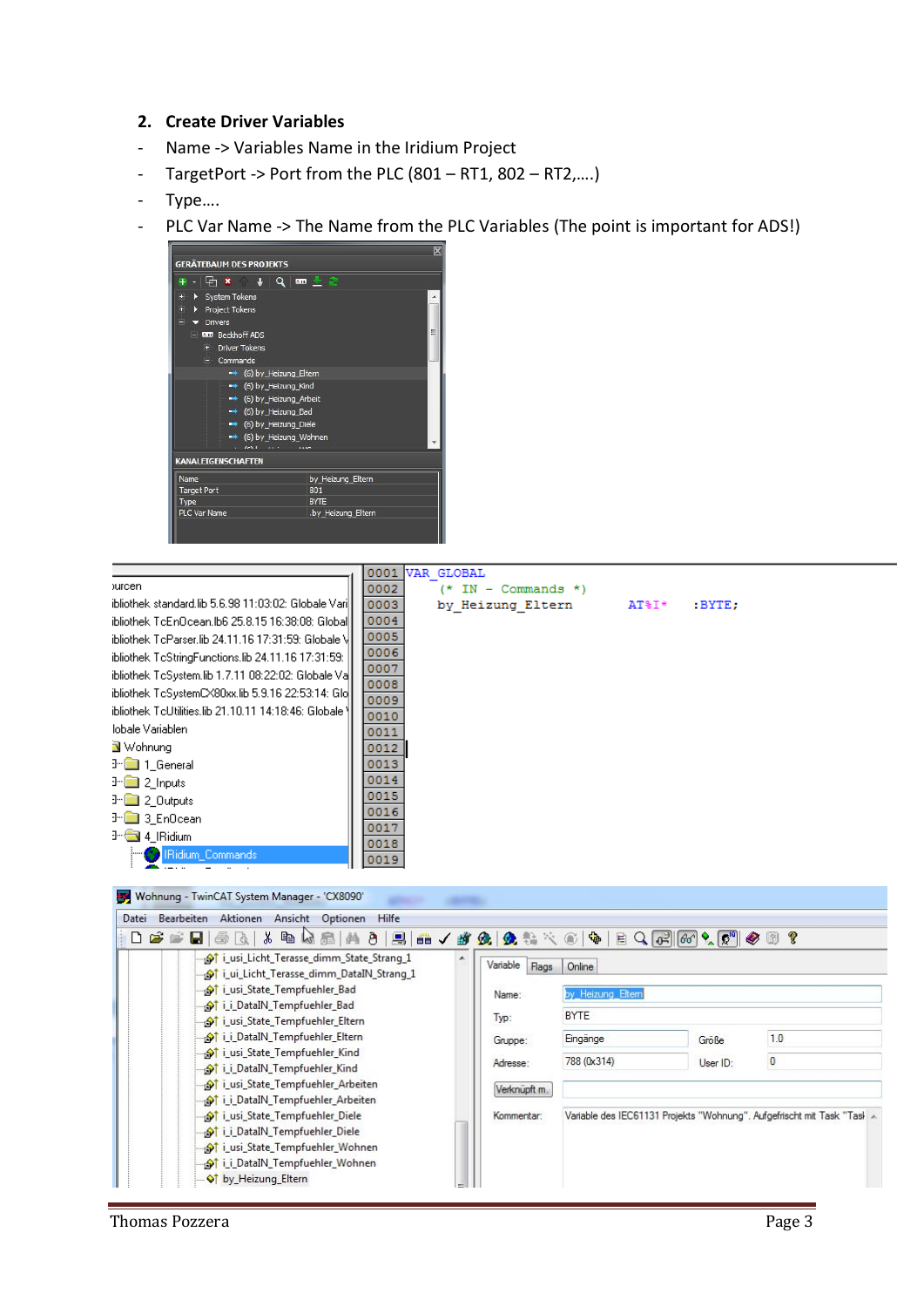2. **Create Driver Variables**

- Name -> Variables Name in the Iridium Project
- TargetPort -> Port from the PLC (801 – RT1, 802 – RT2,….)
- Type….
- PLC Var Name -> The Name from the PLC Variables (The point is important for ADS!)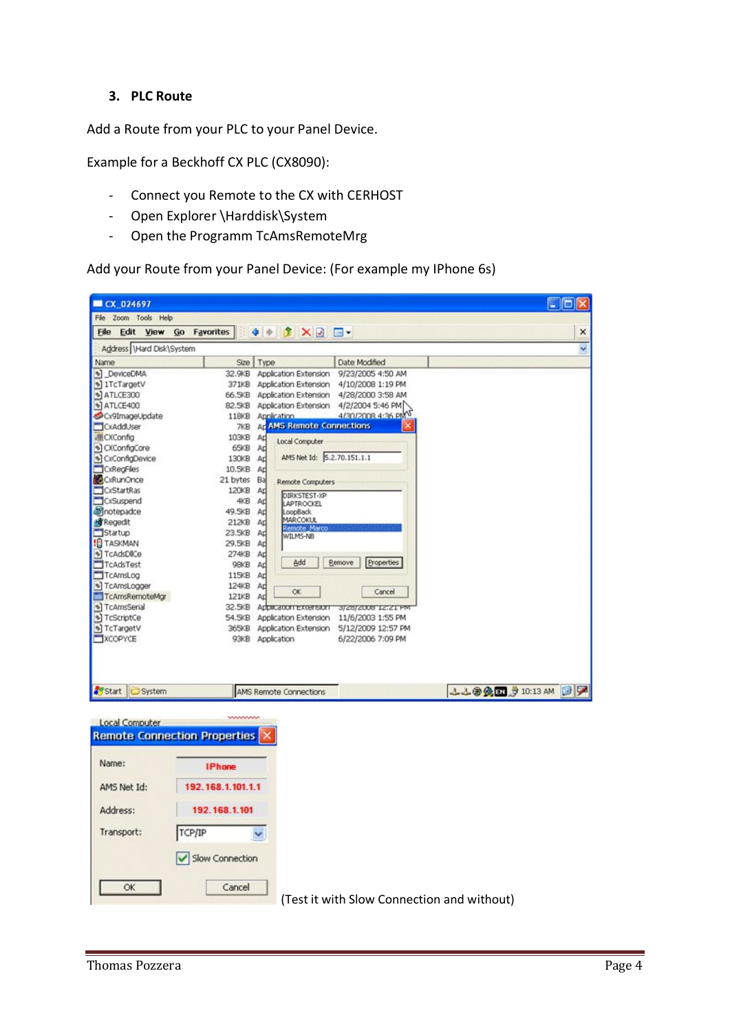### 3. PLC Route

Add a Route from your PLC to your Panel Device.

Example for a Beckhoff CX PLC (CX8090):

- Connect you Remote to the CX with CERHOST
- Open Explorer \Harddisk\System
- Open the Programm TcAmsRemoteMrg

Add your Route from your Panel Device: (For example my IPhone 6s)

(Test it with Slow Connection and without)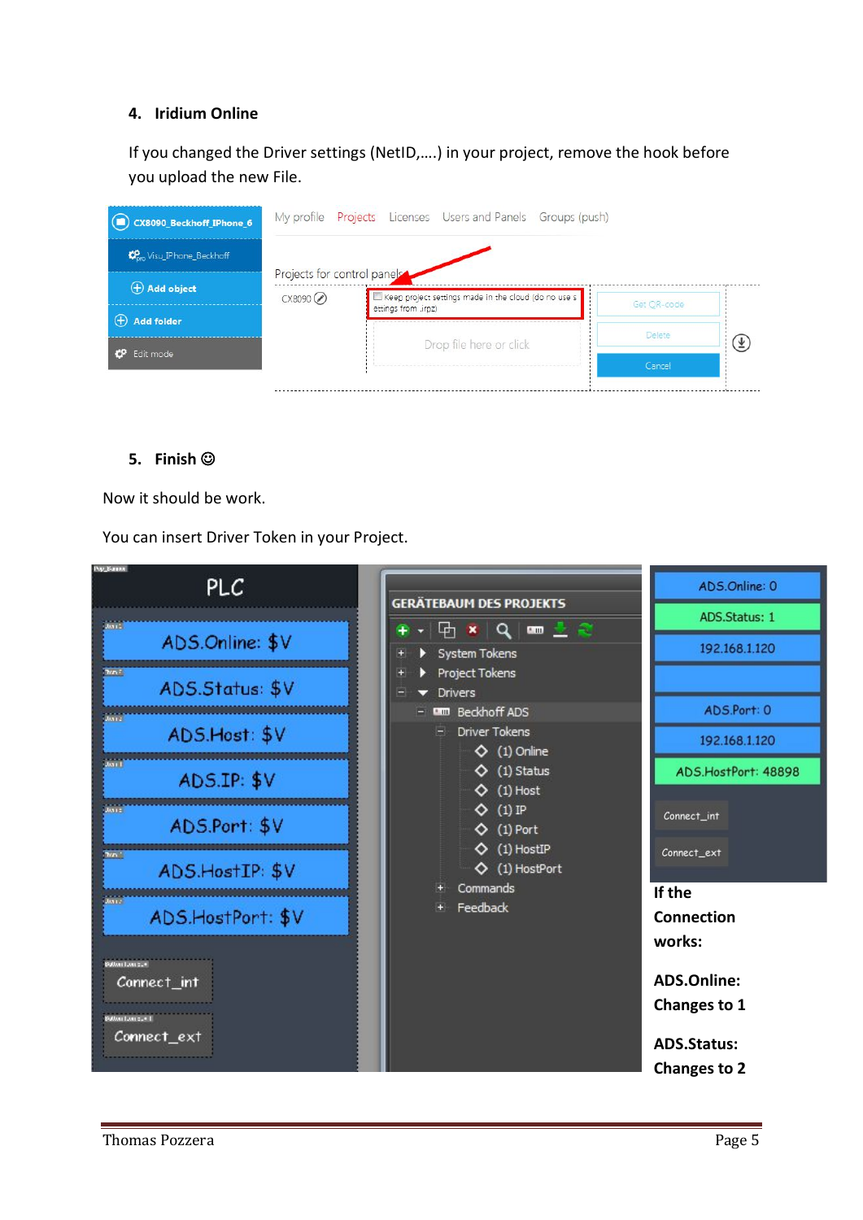## 4. Iridium Online

If you changed the Driver settings (NetID,….) in your project, remove the hook before you upload the new File.

## 5. Finish ☺

Now it should be work.

You can insert Driver Token in your Project.

**If the Connection works:**

**ADS.Online: Changes to 1**

**ADS.Status: Changes to 2**